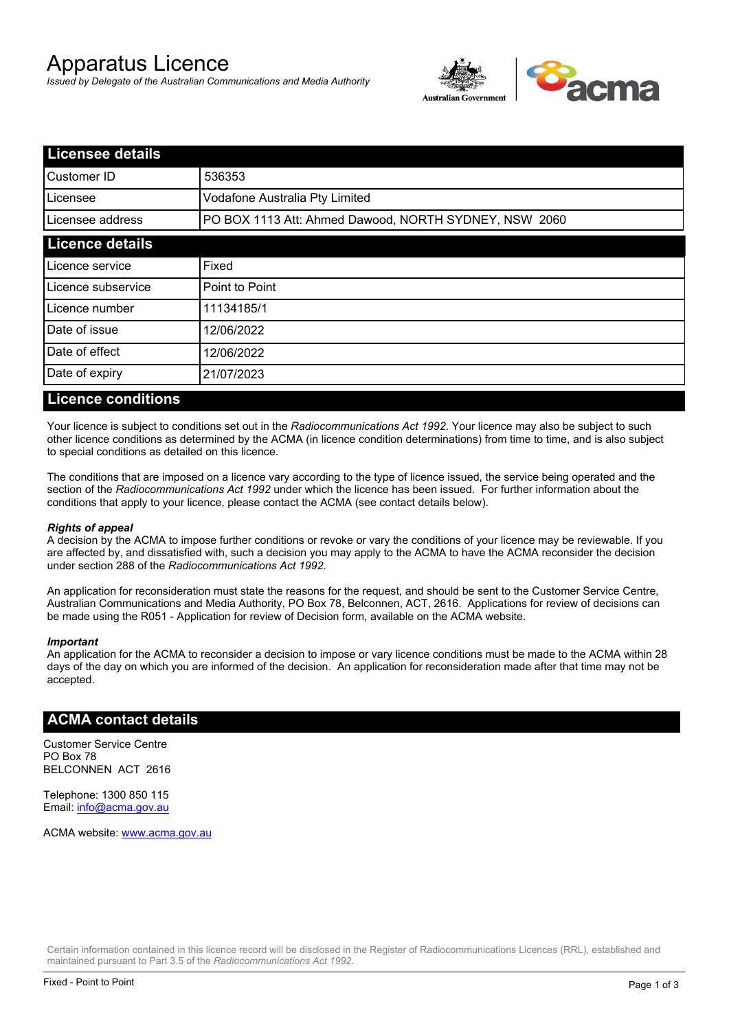# Apparatus Licence

*Issued by Delegate of the Australian Communications and Media Authority*

## Licensee details

| Licensee details | |
|---|---|
| Customer ID | 536353 |
| Licensee | Vodafone Australia Pty Limited |
| Licensee address | PO BOX 1113 Att: Ahmed Dawood, NORTH SYDNEY, NSW 2060 |

## Licence details

| Licence details | |
|---|---|
| Licence service | Fixed |
| Licence subservice | Point to Point |
| Licence number | 11134185/1 |
| Date of issue | 12/06/2022 |
| Date of effect | 12/06/2022 |
| Date of expiry | 21/07/2023 |

## Licence conditions

Your licence is subject to conditions set out in the *Radiocommunications Act 1992*. Your licence may also be subject to such other licence conditions as determined by the ACMA (in licence condition determinations) from time to time, and is also subject to special conditions as detailed on this licence.

The conditions that are imposed on a licence vary according to the type of licence issued, the service being operated and the section of the *Radiocommunications Act 1992* under which the licence has been issued. For further information about the conditions that apply to your licence, please contact the ACMA (see contact details below).

***Rights of appeal***

A decision by the ACMA to impose further conditions or revoke or vary the conditions of your licence may be reviewable. If you are affected by, and dissatisfied with, such a decision you may apply to the ACMA to have the ACMA reconsider the decision under section 288 of the *Radiocommunications Act 1992*.

An application for reconsideration must state the reasons for the request, and should be sent to the Customer Service Centre, Australian Communications and Media Authority, PO Box 78, Belconnen, ACT, 2616. Applications for review of decisions can be made using the R051 - Application for review of Decision form, available on the ACMA website.

***Important***

An application for the ACMA to reconsider a decision to impose or vary licence conditions must be made to the ACMA within 28 days of the day on which you are informed of the decision. An application for reconsideration made after that time may not be accepted.

## ACMA contact details

Customer Service Centre
PO Box 78
BELCONNEN ACT 2616

Telephone: 1300 850 115
Email: info@acma.gov.au

ACMA website: www.acma.gov.au

Certain information contained in this licence record will be disclosed in the Register of Radiocommunications Licences (RRL), established and maintained pursuant to Part 3.5 of the *Radiocommunications Act 1992.*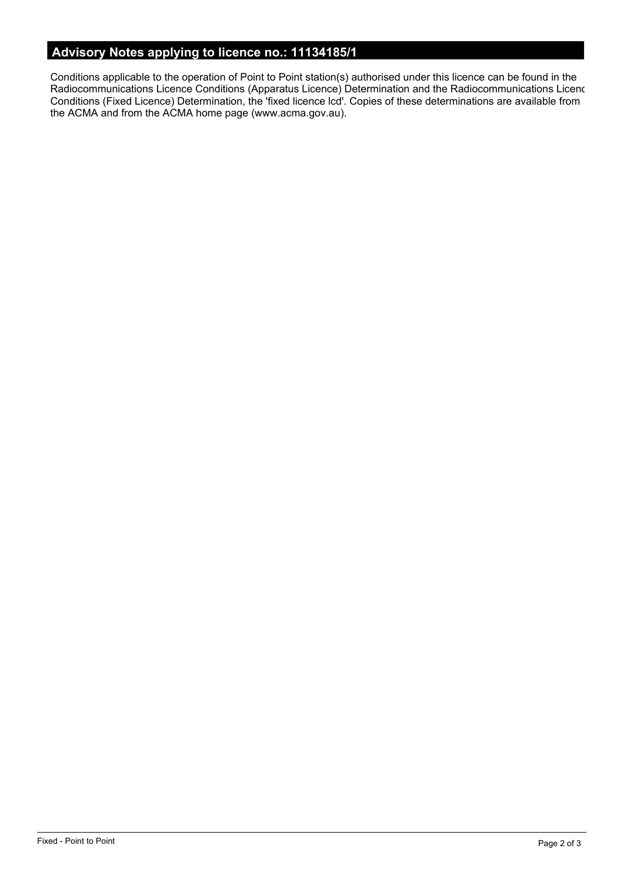## Advisory Notes applying to licence no.: 11134185/1

Conditions applicable to the operation of Point to Point station(s) authorised under this licence can be found in the Radiocommunications Licence Conditions (Apparatus Licence) Determination and the Radiocommunications Licenc Conditions (Fixed Licence) Determination, the 'fixed licence lcd'. Copies of these determinations are available from the ACMA and from the ACMA home page (www.acma.gov.au).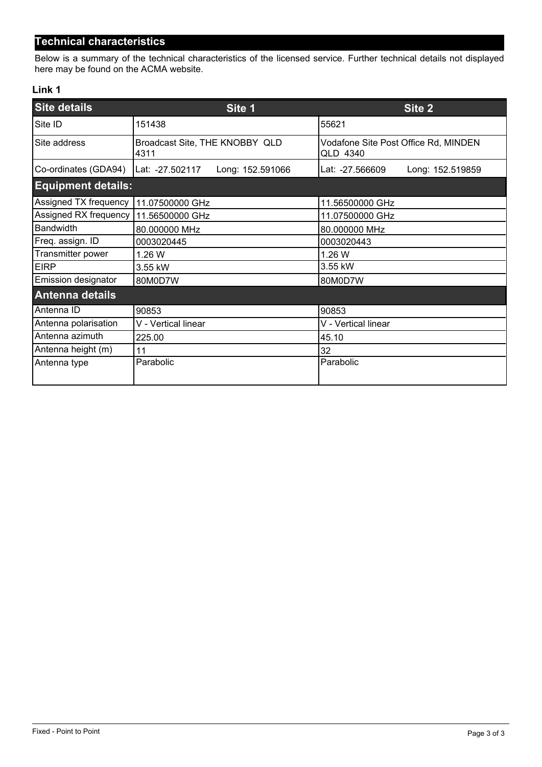## Technical characteristics

Below is a summary of the technical characteristics of the licensed service. Further technical details not displayed here may be found on the ACMA website.

**Link 1**

| Site details | Site 1 | Site 2 |
|---|---|---|
| Site ID | 151438 | 55621 |
| Site address | Broadcast Site, THE KNOBBY QLD 4311 | Vodafone Site Post Office Rd, MINDEN QLD 4340 |
| Co-ordinates (GDA94) | Lat: -27.502117 Long: 152.591066 | Lat: -27.566609 Long: 152.519859 |
| **Equipment details:** | | |
| Assigned TX frequency | 11.07500000 GHz | 11.56500000 GHz |
| Assigned RX frequency | 11.56500000 GHz | 11.07500000 GHz |
| Bandwidth | 80.000000 MHz | 80.000000 MHz |
| Freq. assign. ID | 0003020445 | 0003020443 |
| Transmitter power | 1.26 W | 1.26 W |
| EIRP | 3.55 kW | 3.55 kW |
| Emission designator | 80M0D7W | 80M0D7W |
| **Antenna details** | | |
| Antenna ID | 90853 | 90853 |
| Antenna polarisation | V - Vertical linear | V - Vertical linear |
| Antenna azimuth | 225.00 | 45.10 |
| Antenna height (m) | 11 | 32 |
| Antenna type | Parabolic | Parabolic |

Fixed - Point to Point